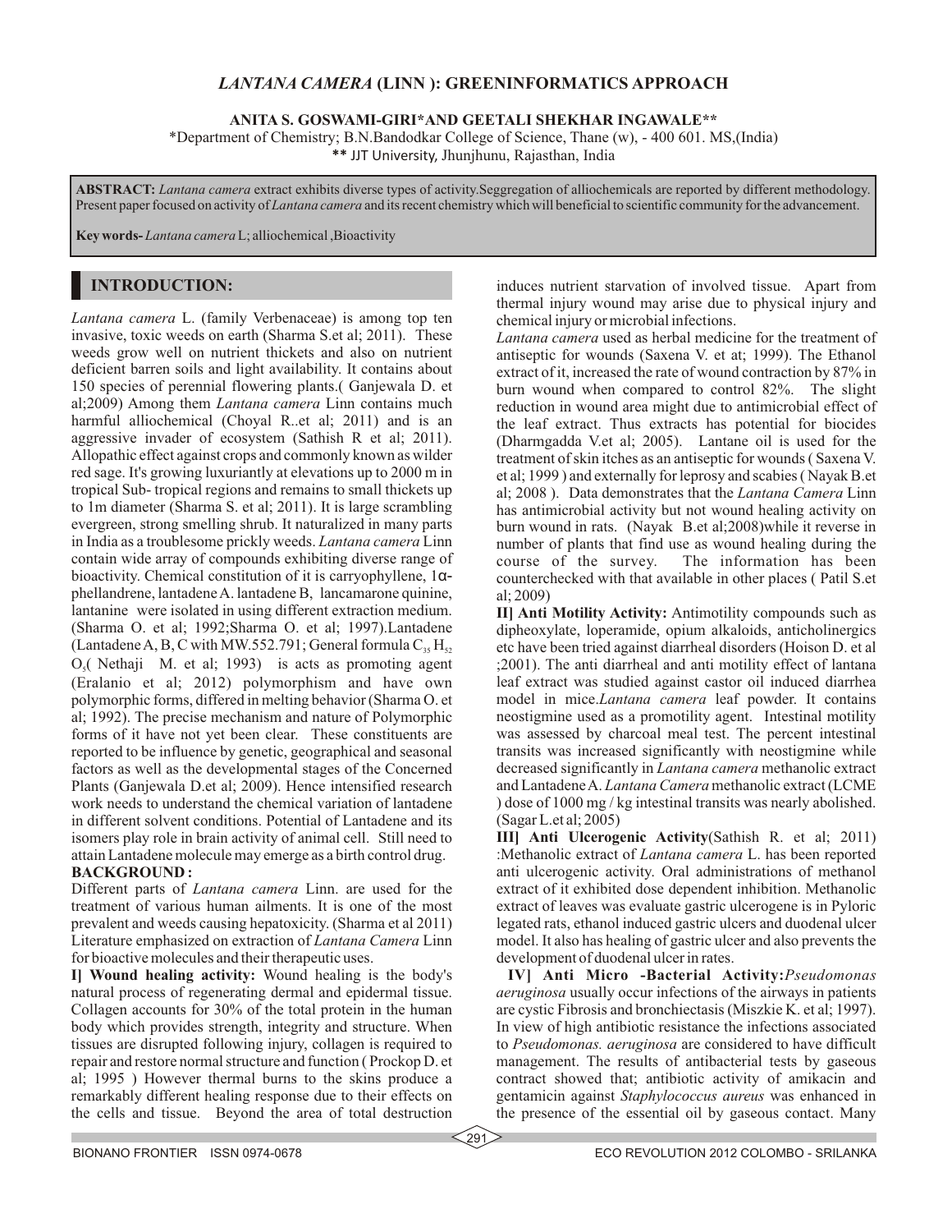# *LANTANA CAMERA* (LINN ): GREENINFORMATICS APPROACH

**ANITA S. GOSWAMI-GIRI\*AND GEETALI SHEKHAR INGAWALE\*\***

\*Department of Chemistry; B.N.Bandodkar College of Science, Thane (w), - 400 601. MS,(India)

\*\* JJT University, Jhunjhunu, Rajasthan, India

**ABSTRACT:** *Lantana camera* extract exhibits diverse types of activity.Seggregation of alliochemicals are reported by different methodology. Present paper focused on activity of *Lantana camera* and its recent chemistry which will beneficial to scientific community for the advancement.

**Key words-** *Lantana camera* L; alliochemical ,Bioactivity

## INTRODUCTION:

*Lantana camera* L. (family Verbenaceae) is among top ten invasive, toxic weeds on earth (Sharma S.et al; 2011). These weeds grow well on nutrient thickets and also on nutrient deficient barren soils and light availability. It contains about 150 species of perennial flowering plants.( Ganjewala D. et al;2009) Among them *Lantana camera* Linn contains much harmful alliochemical (Choyal R..et al; 2011) and is an aggressive invader of ecosystem (Sathish R et al; 2011). Allopathic effect against crops and commonly known as wilder red sage. It's growing luxuriantly at elevations up to 2000 m in tropical Sub- tropical regions and remains to small thickets up to 1m diameter (Sharma S. et al; 2011). It is large scrambling evergreen, strong smelling shrub. It naturalized in many parts in India as a troublesome prickly weeds. *Lantana camera* Linn contain wide array of compounds exhibiting diverse range of bioactivity. Chemical constitution of it is carryophyllene, 1α-phellandrene, lantadene A. lantadene B, lancamarone quinine, lantanine were isolated in using different extraction medium. (Sharma O. et al; 1992;Sharma O. et al; 1997).Lantadene (Lantadene A, B, C with MW.552.791; General formula $C_{35}H_{52}O_5$( Nethaji M. et al; 1993) is acts as promoting agent (Eralanio et al; 2012) polymorphism and have own polymorphic forms, differed in melting behavior (Sharma O. et al; 1992). The precise mechanism and nature of Polymorphic forms of it have not yet been clear. These constituents are reported to be influence by genetic, geographical and seasonal factors as well as the developmental stages of the Concerned Plants (Ganjewala D.et al; 2009). Hence intensified research work needs to understand the chemical variation of lantadene in different solvent conditions. Potential of Lantadene and its isomers play role in brain activity of animal cell. Still need to attain Lantadene molecule may emerge as a birth control drug.

**BACKGROUND :**

Different parts of *Lantana camera* Linn. are used for the treatment of various human ailments. It is one of the most prevalent and weeds causing hepatoxicity. (Sharma et al 2011) Literature emphasized on extraction of *Lantana Camera* Linn for bioactive molecules and their therapeutic uses.

**I] Wound healing activity:** Wound healing is the body's natural process of regenerating dermal and epidermal tissue. Collagen accounts for 30% of the total protein in the human body which provides strength, integrity and structure. When tissues are disrupted following injury, collagen is required to repair and restore normal structure and function ( Prockop D. et al; 1995 ) However thermal burns to the skins produce a remarkably different healing response due to their effects on the cells and tissue. Beyond the area of total destruction induces nutrient starvation of involved tissue. Apart from thermal injury wound may arise due to physical injury and chemical injury or microbial infections.

*Lantana camera* used as herbal medicine for the treatment of antiseptic for wounds (Saxena V. et at; 1999). The Ethanol extract of it, increased the rate of wound contraction by 87% in burn wound when compared to control 82%. The slight reduction in wound area might due to antimicrobial effect of the leaf extract. Thus extracts has potential for biocides (Dharmgadda V.et al; 2005). Lantane oil is used for the treatment of skin itches as an antiseptic for wounds ( Saxena V. et al; 1999 ) and externally for leprosy and scabies ( Nayak B.et al; 2008 ). Data demonstrates that the *Lantana Camera* Linn has antimicrobial activity but not wound healing activity on burn wound in rats. (Nayak B.et al;2008)while it reverse in number of plants that find use as wound healing during the course of the survey. The information has been counterchecked with that available in other places ( Patil S.et al; 2009)

**II] Anti Motility Activity:** Antimotility compounds such as dipheoxylate, loperamide, opium alkaloids, anticholinergics etc have been tried against diarrheal disorders (Hoison D. et al ;2001). The anti diarrheal and anti motility effect of lantana leaf extract was studied against castor oil induced diarrhea model in mice.*Lantana camera* leaf powder. It contains neostigmine used as a promotility agent. Intestinal motility was assessed by charcoal meal test. The percent intestinal transits was increased significantly with neostigmine while decreased significantly in *Lantana camera* methanolic extract and Lantadene A. *Lantana Camera* methanolic extract (LCME ) dose of 1000 mg / kg intestinal transits was nearly abolished. (Sagar L.et al; 2005)

**III] Anti Ulcerogenic Activity**(Sathish R. et al; 2011) :Methanolic extract of *Lantana camera* L. has been reported anti ulcerogenic activity. Oral administrations of methanol extract of it exhibited dose dependent inhibition. Methanolic extract of leaves was evaluate gastric ulcerogene is in Pyloric legated rats, ethanol induced gastric ulcers and duodenal ulcer model. It also has healing of gastric ulcer and also prevents the development of duodenal ulcer in rates.

**IV] Anti Micro -Bacterial Activity:***Pseudomonas aeruginosa* usually occur infections of the airways in patients are cystic Fibrosis and bronchiectasis (Miszkie K. et al; 1997). In view of high antibiotic resistance the infections associated to *Pseudomonas. aeruginosa* are considered to have difficult management. The results of antibacterial tests by gaseous contract showed that; antibiotic activity of amikacin and gentamicin against *Staphylococcus aureus* was enhanced in the presence of the essential oil by gaseous contact. Many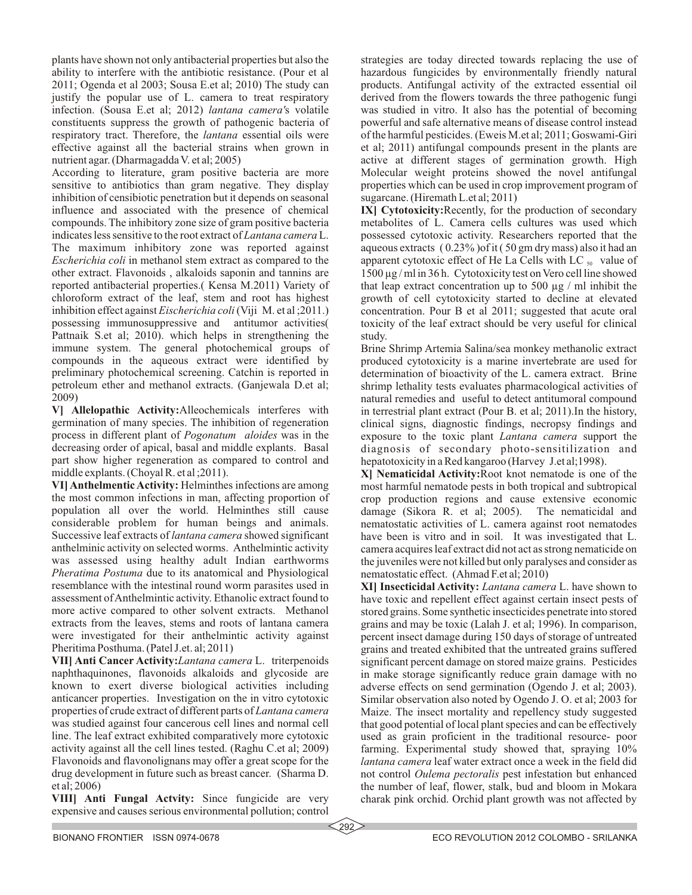plants have shown not only antibacterial properties but also the ability to interfere with the antibiotic resistance. (Pour et al 2011; Ogenda et al 2003; Sousa E.et al; 2010) The study can justify the popular use of L. camera to treat respiratory infection. (Sousa E.et al; 2012) *lantana camera's* volatile constituents suppress the growth of pathogenic bacteria of respiratory tract. Therefore, the *lantana* essential oils were effective against all the bacterial strains when grown in nutrient agar. (Dharmagadda V. et al; 2005)

According to literature, gram positive bacteria are more sensitive to antibiotics than gram negative. They display inhibition of censibiotic penetration but it depends on seasonal influence and associated with the presence of chemical compounds. The inhibitory zone size of gram positive bacteria indicates less sensitive to the root extract of *Lantana camera* L. The maximum inhibitory zone was reported against *Escherichia coli* in methanol stem extract as compared to the other extract. Flavonoids , alkaloids saponin and tannins are reported antibacterial properties.( Kensa M.2011) Variety of chloroform extract of the leaf, stem and root has highest inhibition effect against *Eischerichia coli* (Viji M. et al ;2011.) possessing immunosuppressive and antitumor activities( Pattnaik S.et al; 2010). which helps in strengthening the immune system. The general photochemical groups of compounds in the aqueous extract were identified by preliminary photochemical screening. Catchin is reported in petroleum ether and methanol extracts. (Ganjewala D.et al; 2009)

**V] Allelopathic Activity:** Alleochemicals interferes with germination of many species. The inhibition of regeneration process in different plant of *Pogonatum aloides* was in the decreasing order of apical, basal and middle explants. Basal part show higher regeneration as compared to control and middle explants. (Choyal R. et al ;2011).

**VI] Anthelmentic Activity:** Helminthes infections are among the most common infections in man, affecting proportion of population all over the world. Helminthes still cause considerable problem for human beings and animals. Successive leaf extracts of *lantana camera* showed significant anthelminic activity on selected worms. Anthelmintic activity was assessed using healthy adult Indian earthworms *Pheratima Postuma* due to its anatomical and Physiological resemblance with the intestinal round worm parasites used in assessment of Anthelmintic activity. Ethanolic extract found to more active compared to other solvent extracts. Methanol extracts from the leaves, stems and roots of lantana camera were investigated for their anthelmintic activity against Pheritima Posthuma. (Patel J.et. al; 2011)

**VII] Anti Cancer Activity:** *Lantana camera* L. triterpenoids naphthaquinones, flavonoids alkaloids and glycoside are known to exert diverse biological activities including anticancer properties. Investigation on the in vitro cytotoxic properties of crude extract of different parts of *Lantana camera* was studied against four cancerous cell lines and normal cell line. The leaf extract exhibited comparatively more cytotoxic activity against all the cell lines tested. (Raghu C.et al; 2009) Flavonoids and flavonolignans may offer a great scope for the drug development in future such as breast cancer. (Sharma D. et al; 2006)

**VIII] Anti Fungal Actvity:** Since fungicide are very expensive and causes serious environmental pollution; control strategies are today directed towards replacing the use of hazardous fungicides by environmentally friendly natural products. Antifungal activity of the extracted essential oil derived from the flowers towards the three pathogenic fungi was studied in vitro. It also has the potential of becoming powerful and safe alternative means of disease control instead of the harmful pesticides. (Eweis M.et al; 2011; Goswami-Giri et al; 2011) antifungal compounds present in the plants are active at different stages of germination growth. High Molecular weight proteins showed the novel antifungal properties which can be used in crop improvement program of sugarcane. (Hiremath L.et al; 2011)

**IX] Cytotoxicity:** Recently, for the production of secondary metabolites of L. Camera cells cultures was used which possessed cytotoxic activity. Researchers reported that the aqueous extracts ( 0.23% )of it ( 50 gm dry mass) also it had an apparent cytotoxic effect of He La Cells with $LC_{50}$ value of 1500 µg / ml in 36 h. Cytotoxicity test on Vero cell line showed that leap extract concentration up to 500 µg / ml inhibit the growth of cell cytotoxicity started to decline at elevated concentration. Pour B et al 2011; suggested that acute oral toxicity of the leaf extract should be very useful for clinical study.

Brine Shrimp Artemia Salina/sea monkey methanolic extract produced cytotoxicity is a marine invertebrate are used for determination of bioactivity of the L. camera extract. Brine shrimp lethality tests evaluates pharmacological activities of natural remedies and useful to detect antitumoral compound in terrestrial plant extract (Pour B. et al; 2011).In the history, clinical signs, diagnostic findings, necropsy findings and exposure to the toxic plant *Lantana camera* support the diagnosis of secondary photo-sensitilization and hepatotoxicity in a Red kangaroo (Harvey J.et al;1998).

**X] Nematicidal Activity:** Root knot nematode is one of the most harmful nematode pests in both tropical and subtropical crop production regions and cause extensive economic damage (Sikora R. et al; 2005). The nematicidal and nematostatic activities of L. camera against root nematodes have been is vitro and in soil. It was investigated that L. camera acquires leaf extract did not act as strong nematicide on the juveniles were not killed but only paralyses and consider as nematostatic effect. (Ahmad F.et al; 2010)

**XI] Insecticidal Activity:** *Lantana camera* L. have shown to have toxic and repellent effect against certain insect pests of stored grains. Some synthetic insecticides penetrate into stored grains and may be toxic (Lalah J. et al; 1996). In comparison, percent insect damage during 150 days of storage of untreated grains and treated exhibited that the untreated grains suffered significant percent damage on stored maize grains. Pesticides in make storage significantly reduce grain damage with no adverse effects on send germination (Ogendo J. et al; 2003). Similar observation also noted by Ogendo J. O. et al; 2003 for Maize. The insect mortality and repellency study suggested that good potential of local plant species and can be effectively used as grain proficient in the traditional resource- poor farming. Experimental study showed that, spraying 10% *lantana camera* leaf water extract once a week in the field did not control *Oulema pectoralis* pest infestation but enhanced the number of leaf, flower, stalk, bud and bloom in Mokara charak pink orchid. Orchid plant growth was not affected by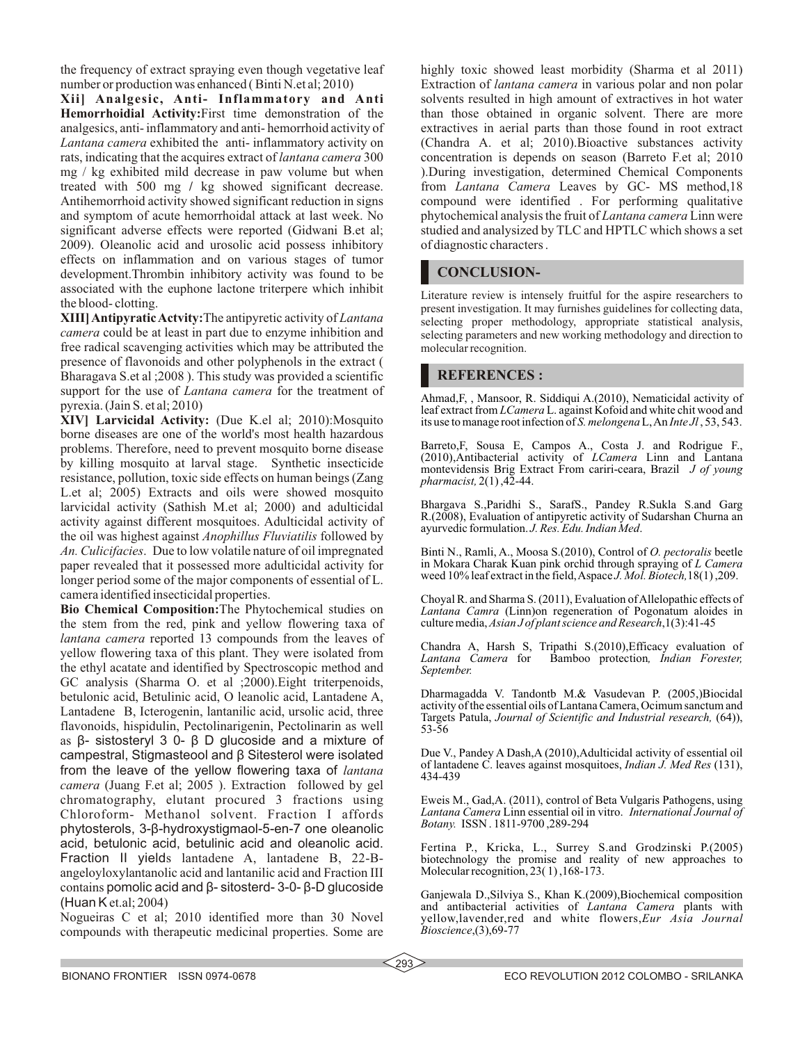the frequency of extract spraying even though vegetative leaf number or production was enhanced ( Binti N.et al; 2010)

**Xii] Analgesic, Anti- Inflammatory and Anti Hemorrhoidial Activity:**First time demonstration of the analgesics, anti- inflammatory and anti- hemorrhoid activity of *Lantana camera* exhibited the anti- inflammatory activity on rats, indicating that the acquires extract of *lantana camera* 300 mg / kg exhibited mild decrease in paw volume but when treated with 500 mg / kg showed significant decrease. Antihemorrhoid activity showed significant reduction in signs and symptom of acute hemorrhoidal attack at last week. No significant adverse effects were reported (Gidwani B.et al; 2009). Oleanolic acid and urosolic acid possess inhibitory effects on inflammation and on various stages of tumor development.Thrombin inhibitory activity was found to be associated with the euphone lactone triterpere which inhibit the blood- clotting.

**XIII] Antipyratic Actvity:**The antipyretic activity of *Lantana camera* could be at least in part due to enzyme inhibition and free radical scavenging activities which may be attributed the presence of flavonoids and other polyphenols in the extract ( Bharagava S.et al ;2008 ). This study was provided a scientific support for the use of *Lantana camera* for the treatment of pyrexia. (Jain S. et al; 2010)

**XIV] Larvicidal Activity:** (Due K.el al; 2010):Mosquito borne diseases are one of the world's most health hazardous problems. Therefore, need to prevent mosquito borne disease by killing mosquito at larval stage. Synthetic insecticide resistance, pollution, toxic side effects on human beings (Zang L.et al; 2005) Extracts and oils were showed mosquito larvicidal activity (Sathish M.et al; 2000) and adulticidal activity against different mosquitoes. Adulticidal activity of the oil was highest against *Anophillus Fluviatilis* followed by *An. Culicifacies*. Due to low volatile nature of oil impregnated paper revealed that it possessed more adulticidal activity for longer period some of the major components of essential of L. camera identified insecticidal properties.

**Bio Chemical Composition:**The Phytochemical studies on the stem from the red, pink and yellow flowering taxa of *lantana camera* reported 13 compounds from the leaves of yellow flowering taxa of this plant. They were isolated from the ethyl acatate and identified by Spectroscopic method and GC analysis (Sharma O. et al ;2000).Eight triterpenoids, betulonic acid, Betulinic acid, O leanolic acid, Lantadene A, Lantadene B, Icterogenin, lantanilic acid, ursolic acid, three flavonoids, hispidulin, Pectolinarigenin, Pectolinarin as well as β- sistosteryl 3 0- β D glucoside and a mixture of campestral, Stigmasteool and β Sitesterol were isolated from the leave of the yellow flowering taxa of *lantana camera* (Juang F.et al; 2005 ). Extraction followed by gel chromatography, elutant procured 3 fractions using Chloroform- Methanol solvent. Fraction I affords phytosterols, 3-β-hydroxystigmaol-5-en-7 one oleanolic acid, betulonic acid, betulinic acid and oleanolic acid. Fraction II yields lantadene A, lantadene B, 22-B-angeloyloxylantanolic acid and lantanilic acid and Fraction III contains pomolic acid and β- sitosterd- 3-0- β-D glucoside (Huan K et.al; 2004)

Nogueiras C et al; 2010 identified more than 30 Novel compounds with therapeutic medicinal properties. Some are highly toxic showed least morbidity (Sharma et al 2011) Extraction of *lantana camera* in various polar and non polar solvents resulted in high amount of extractives in hot water than those obtained in organic solvent. There are more extractives in aerial parts than those found in root extract (Chandra A. et al; 2010).Bioactive substances activity concentration is depends on season (Barreto F.et al; 2010 ).During investigation, determined Chemical Components from *Lantana Camera* Leaves by GC- MS method,18 compound were identified . For performing qualitative phytochemical analysis the fruit of *Lantana camera* Linn were studied and analysized by TLC and HPTLC which shows a set of diagnostic characters .

## CONCLUSION-

Literature review is intensely fruitful for the aspire researchers to present investigation. It may furnishes guidelines for collecting data, selecting proper methodology, appropriate statistical analysis, selecting parameters and new working methodology and direction to molecular recognition.

## REFERENCES :

Ahmad,F, , Mansoor, R. Siddiqui A.(2010), Nematicidal activity of leaf extract from *LCamera* L. against Kofoid and white chit wood and its use to manage root infection of *S. melongena* L, An *Inte Jl* , 53, 543.

Barreto,F, Sousa E, Campos A., Costa J. and Rodrigue F., (2010),Antibacterial activity of *LCamera* Linn and Lantana montevidensis Brig Extract From cariri-ceara, Brazil *J of young pharmacist,* 2(1) ,42-44.

Bhargava S.,Paridhi S., SarafS., Pandey R.Sukla S.and Garg R.(2008), Evaluation of antipyretic activity of Sudarshan Churna an ayurvedic formulation. *J. Res. Edu. Indian Med*.

Binti N., Ramli, A., Moosa S.(2010), Control of *O. pectoralis* beetle in Mokara Charak Kuan pink orchid through spraying of *L Camera* weed 10% leaf extract in the field, Aspace *J. Mol. Biotech,* 18(1) ,209.

Choyal R. and Sharma S. (2011), Evaluation of Allelopathic effects of *Lantana Camra* (Linn)on regeneration of Pogonatum aloides in culture media, *Asian J of plant science and Research*,1(3):41-45

Chandra A, Harsh S, Tripathi S.(2010),Efficacy evaluation of *Lantana Camera* for Bamboo protection*, Indian Forester, September.*

Dharmagadda V. Tandontb M.& Vasudevan P. (2005,)Biocidal activity of the essential oils of Lantana Camera, Ocimum sanctum and Targets Patula, *Journal of Scientific and Industrial research,* (64)), 53-56

Due V., Pandey A Dash,A (2010),Adulticidal activity of essential oil of lantadene C. leaves against mosquitoes, *Indian J. Med Res* (131), 434-439

Eweis M., Gad,A. (2011), control of Beta Vulgaris Pathogens, using *Lantana Camera* Linn essential oil in vitro. *International Journal of Botany.* ISSN . 1811-9700 ,289-294

Fertina P., Kricka, L., Surrey S.and Grodzinski P.(2005) biotechnology the promise and reality of new approaches to Molecular recognition, 23( 1) ,168-173.

Ganjewala D.,Silviya S., Khan K.(2009),Biochemical composition and antibacterial activities of *Lantana Camera* plants with yellow,lavender,red and white flowers,*Eur Asia Journal Bioscience*,(3),69-77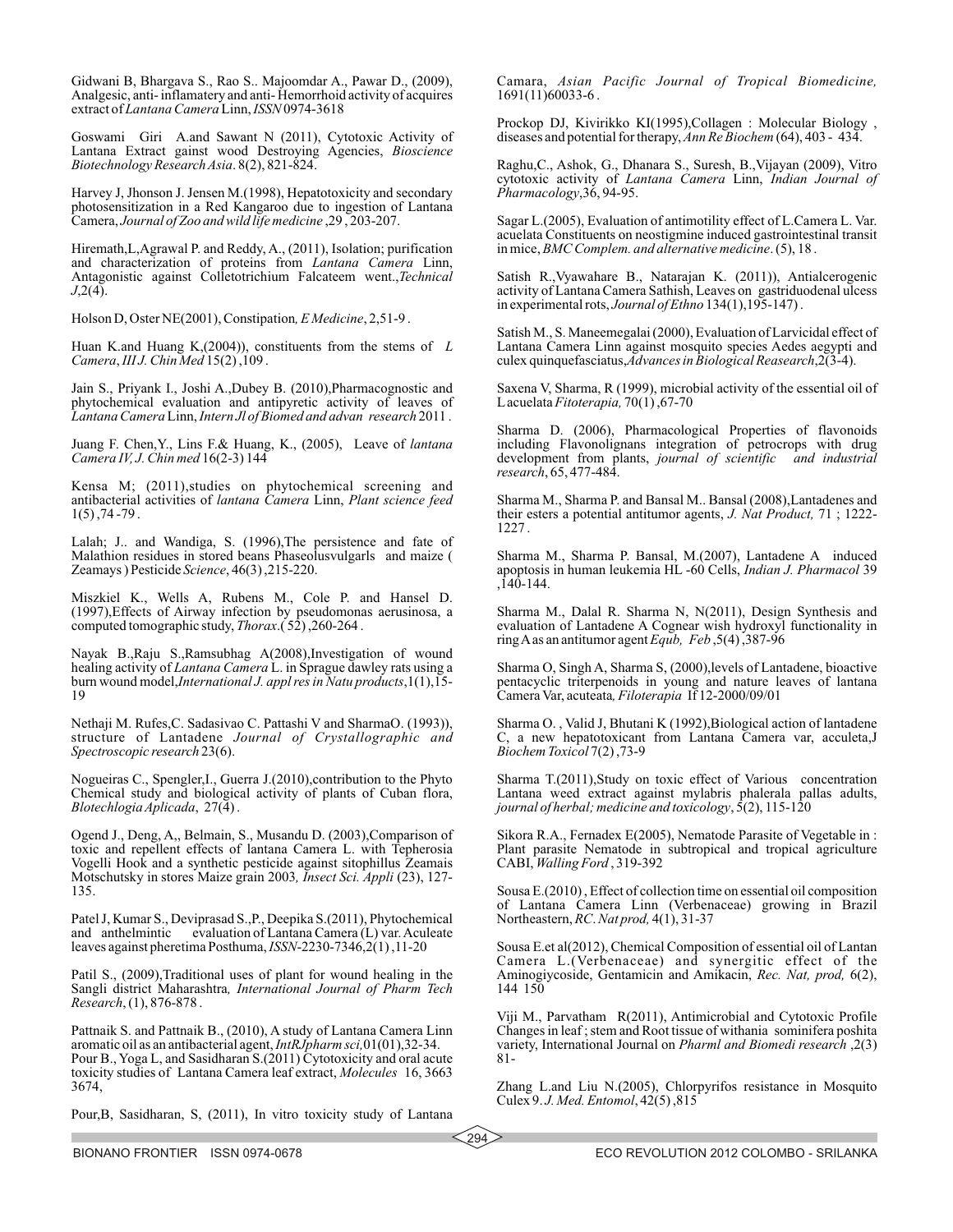Gidwani B, Bhargava S., Rao S.. Majoomdar A., Pawar D., (2009), Analgesic, anti- inflamatery and anti- Hemorrhoid activity of acquires extract of *Lantana Camera* Linn, *ISSN* 0974-3618

Goswami Giri A.and Sawant N (2011), Cytotoxic Activity of Lantana Extract gainst wood Destroying Agencies, *Bioscience Biotechnology Research Asia*. 8(2), 821-824.

Harvey J, Jhonson J. Jensen M.(1998), Hepatotoxicity and secondary photosensitization in a Red Kangaroo due to ingestion of Lantana Camera, *Journal of Zoo and wild life medicine* ,29 , 203-207.

Hiremath,L,Agrawal P. and Reddy, A., (2011), Isolation; purification and characterization of proteins from *Lantana Camera* Linn, Antagonistic against Colletotrichium Falcateem went.,*Technical J*,2(4).

Holson D, Oster NE(2001), Constipation*, E Medicine*, 2,51-9 .

Huan K.and Huang K,(2004)), constituents from the stems of *L Camera*, *III J. Chin Med* 15(2) ,109 .

Jain S., Priyank I., Joshi A.,Dubey B. (2010),Pharmacognostic and phytochemical evaluation and antipyretic activity of leaves of *Lantana Camera* Linn, *Intern Jl of Biomed and advan research* 2011 .

Juang F. Chen,Y., Lins F.& Huang, K., (2005), Leave of *lantana Camera IV, J. Chin med* 16(2-3) 144

Kensa M; (2011),studies on phytochemical screening and antibacterial activities of *lantana Camera* Linn, *Plant science feed* 1(5) ,74 -79 .

Lalah; J.. and Wandiga, S. (1996),The persistence and fate of Malathion residues in stored beans Phaseolusvulgarls and maize ( Zeamays ) Pesticide *Science*, 46(3) ,215-220.

Miszkiel K., Wells A, Rubens M., Cole P. and Hansel D. (1997),Effects of Airway infection by pseudomonas aerusinosa, a computed tomographic study, *Thorax*.( 52) ,260-264 .

Nayak B.,Raju S.,Ramsubhag A(2008),Investigation of wound healing activity of *Lantana Camera* L. in Sprague dawley rats using a burn wound model,*International J. appl res in Natu products*,1(1),15-19

Nethaji M. Rufes,C. Sadasivao C. Pattashi V and SharmaO. (1993)), structure of Lantadene *Journal of Crystallographic and Spectroscopic research* 23(6).

Nogueiras C., Spengler,I., Guerra J.(2010),contribution to the Phyto Chemical study and biological activity of plants of Cuban flora, *Blotechlogia Aplicada*, 27(4) .

Ogend J., Deng, A,, Belmain, S., Musandu D. (2003),Comparison of toxic and repellent effects of lantana Camera L. with Tepherosia Vogelli Hook and a synthetic pesticide against sitophillus Zeamais Motschutsky in stores Maize grain 2003*, Insect Sci. Appli* (23), 127-135.

Patel J, Kumar S., Deviprasad S.,P., Deepika S.(2011), Phytochemical and anthelmintic evaluation of Lantana Camera (L) var. Aculeate leaves against pheretima Posthuma, *ISSN*-2230-7346,2(1) ,11-20

Patil S., (2009),Traditional uses of plant for wound healing in the Sangli district Maharashtra*, International Journal of Pharm Tech Research*, (1), 876-878 .

Pattnaik S. and Pattnaik B., (2010), A study of Lantana Camera Linn aromatic oil as an antibacterial agent, *IntRJpharm sci,*01(01),32-34.
Pour B., Yoga L, and Sasidharan S.(2011) Cytotoxicity and oral acute toxicity studies of Lantana Camera leaf extract, *Molecules* 16, 3663 3674,

Pour,B, Sasidharan, S, (2011), In vitro toxicity study of Lantana Camara, *Asian Pacific Journal of Tropical Biomedicine,* 1691(11)60033-6 .

Prockop DJ, Kivirikko KI(1995),Collagen : Molecular Biology , diseases and potential for therapy, *Ann Re Biochem* (64), 403 - 434.

Raghu,C., Ashok, G., Dhanara S., Suresh, B.,Vijayan (2009), Vitro cytotoxic activity of *Lantana Camera* Linn, *Indian Journal of Pharmacology*,36, 94-95.

Sagar L.(2005), Evaluation of antimotility effect of L.Camera L. Var. acuelata Constituents on neostigmine induced gastrointestinal transit in mice, *BMC Complem. and alternative medicine*. (5), 18 .

Satish R.,Vyawahare B., Natarajan K. (2011)), Antialcerogenic activity of Lantana Camera Sathish, Leaves on gastriduodenal ulcess in experimental rots, *Journal of Ethno* 134(1),195-147) .

Satish M., S. Maneemegalai (2000), Evaluation of Larvicidal effect of Lantana Camera Linn against mosquito species Aedes aegypti and culex quinquefasciatus,*Advances in Biological Reasearch*,2(3-4).

Saxena V, Sharma, R (1999), microbial activity of the essential oil of L acuelata *Fitoterapia,* 70(1) ,67-70

Sharma D. (2006), Pharmacological Properties of flavonoids including Flavonolignans integration of petrocrops with drug development from plants, *journal of scientific and industrial research*, 65, 477-484.

Sharma M., Sharma P. and Bansal M.. Bansal (2008),Lantadenes and their esters a potential antitumor agents, *J. Nat Product,* 71 ; 1222-1227 .

Sharma M., Sharma P. Bansal, M.(2007), Lantadene A induced apoptosis in human leukemia HL -60 Cells, *Indian J. Pharmacol* 39 ,140-144.

Sharma M., Dalal R. Sharma N, N(2011), Design Synthesis and evaluation of Lantadene A Cognear wish hydroxyl functionality in ring A as an antitumor agent *Equb, Feb* ,5(4) ,387-96

Sharma O, Singh A, Sharma S, (2000),levels of Lantadene, bioactive pentacyclic triterpenoids in young and nature leaves of lantana Camera Var, acuteata*, Filoterapia* If 12-2000/09/01

Sharma O. , Valid J, Bhutani K (1992),Biological action of lantadene C, a new hepatotoxicant from Lantana Camera var, acculeta,J *Biochem Toxicol* 7(2) ,73-9

Sharma T.(2011),Study on toxic effect of Various concentration Lantana weed extract against mylabris phalerala pallas adults, *journal of herbal; medicine and toxicology*, 5(2), 115-120

Sikora R.A., Fernadex E(2005), Nematode Parasite of Vegetable in : Plant parasite Nematode in subtropical and tropical agriculture CABI, *Walling Ford* , 319-392

Sousa E.(2010) , Effect of collection time on essential oil composition of Lantana Camera Linn (Verbenaceae) growing in Brazil Northeastern, *RC. Nat prod,* 4(1), 31-37

Sousa E.et al(2012), Chemical Composition of essential oil of Lantan Camera L.(Verbenaceae) and synergitic effect of the Aminogiycoside, Gentamicin and Amikacin, *Rec. Nat, prod,* 6(2), 144 150

Viji M., Parvatham R(2011), Antimicrobial and Cytotoxic Profile Changes in leaf ; stem and Root tissue of withania sominifera poshita variety, International Journal on *Pharml and Biomedi research* ,2(3) 81-

Zhang L.and Liu N.(2005), Chlorpyrifos resistance in Mosquito Culex 9. *J. Med. Entomol*, 42(5) ,815